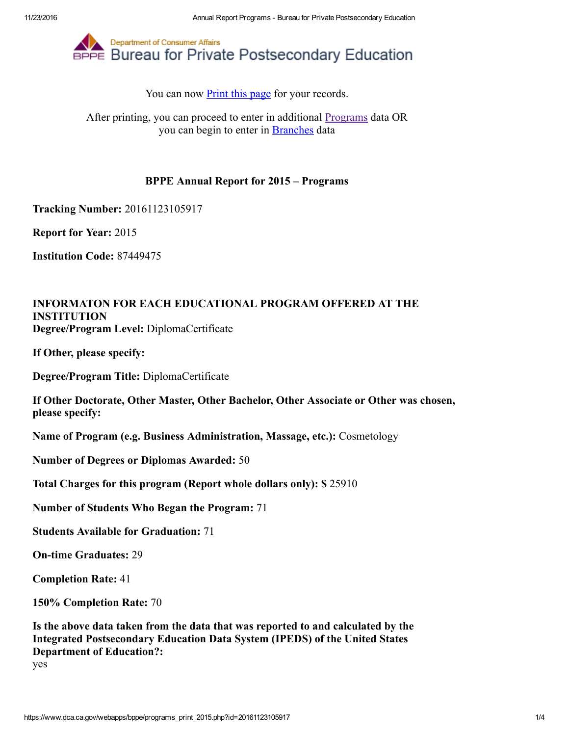Department of Consumer Affairs

# Bureau for Private Postsecondary Education

You can now Print this page for your records.

After printing, you can proceed to enter in additional Programs data OR you can begin to enter in Branches data

## BPPE Annual Report for 2015 – Programs

**Tracking Number:** 20161123105917

**Report for Year:** 2015

**Institution Code:** 87449475

**INFORMATON FOR EACH EDUCATIONAL PROGRAM OFFERED AT THE INSTITUTION**

**Degree/Program Level:** DiplomaCertificate

**If Other, please specify:**

**Degree/Program Title:** DiplomaCertificate

**If Other Doctorate, Other Master, Other Bachelor, Other Associate or Other was chosen, please specify:**

**Name of Program (e.g. Business Administration, Massage, etc.):** Cosmetology

**Number of Degrees or Diplomas Awarded:** 50

**Total Charges for this program (Report whole dollars only): $** 25910

**Number of Students Who Began the Program:** 71

**Students Available for Graduation:** 71

**On-time Graduates:** 29

**Completion Rate:** 41

**150% Completion Rate:** 70

**Is the above data taken from the data that was reported to and calculated by the Integrated Postsecondary Education Data System (IPEDS) of the United States Department of Education?:**
yes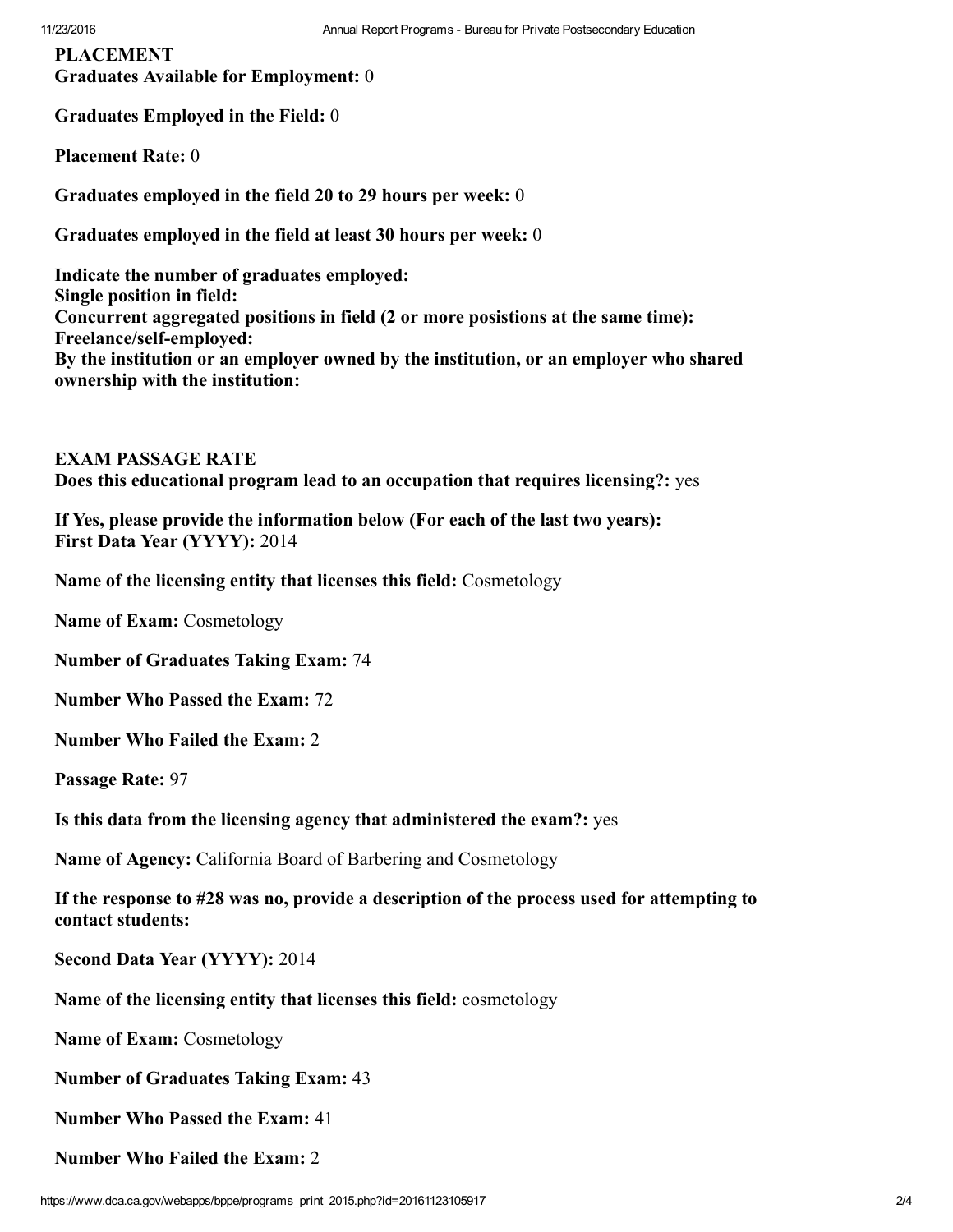**PLACEMENT**

**Graduates Available for Employment:** 0

**Graduates Employed in the Field:** 0

**Placement Rate:** 0

**Graduates employed in the field 20 to 29 hours per week:** 0

**Graduates employed in the field at least 30 hours per week:** 0

**Indicate the number of graduates employed:**
**Single position in field:**
**Concurrent aggregated positions in field (2 or more posistions at the same time):**
**Freelance/self-employed:**
**By the institution or an employer owned by the institution, or an employer who shared ownership with the institution:**

**EXAM PASSAGE RATE**

**Does this educational program lead to an occupation that requires licensing?:** yes

**If Yes, please provide the information below (For each of the last two years):**
**First Data Year (YYYY):** 2014

**Name of the licensing entity that licenses this field:** Cosmetology

**Name of Exam:** Cosmetology

**Number of Graduates Taking Exam:** 74

**Number Who Passed the Exam:** 72

**Number Who Failed the Exam:** 2

**Passage Rate:** 97

**Is this data from the licensing agency that administered the exam?:** yes

**Name of Agency:** California Board of Barbering and Cosmetology

**If the response to #28 was no, provide a description of the process used for attempting to contact students:**

**Second Data Year (YYYY):** 2014

**Name of the licensing entity that licenses this field:** cosmetology

**Name of Exam:** Cosmetology

**Number of Graduates Taking Exam:** 43

**Number Who Passed the Exam:** 41

**Number Who Failed the Exam:** 2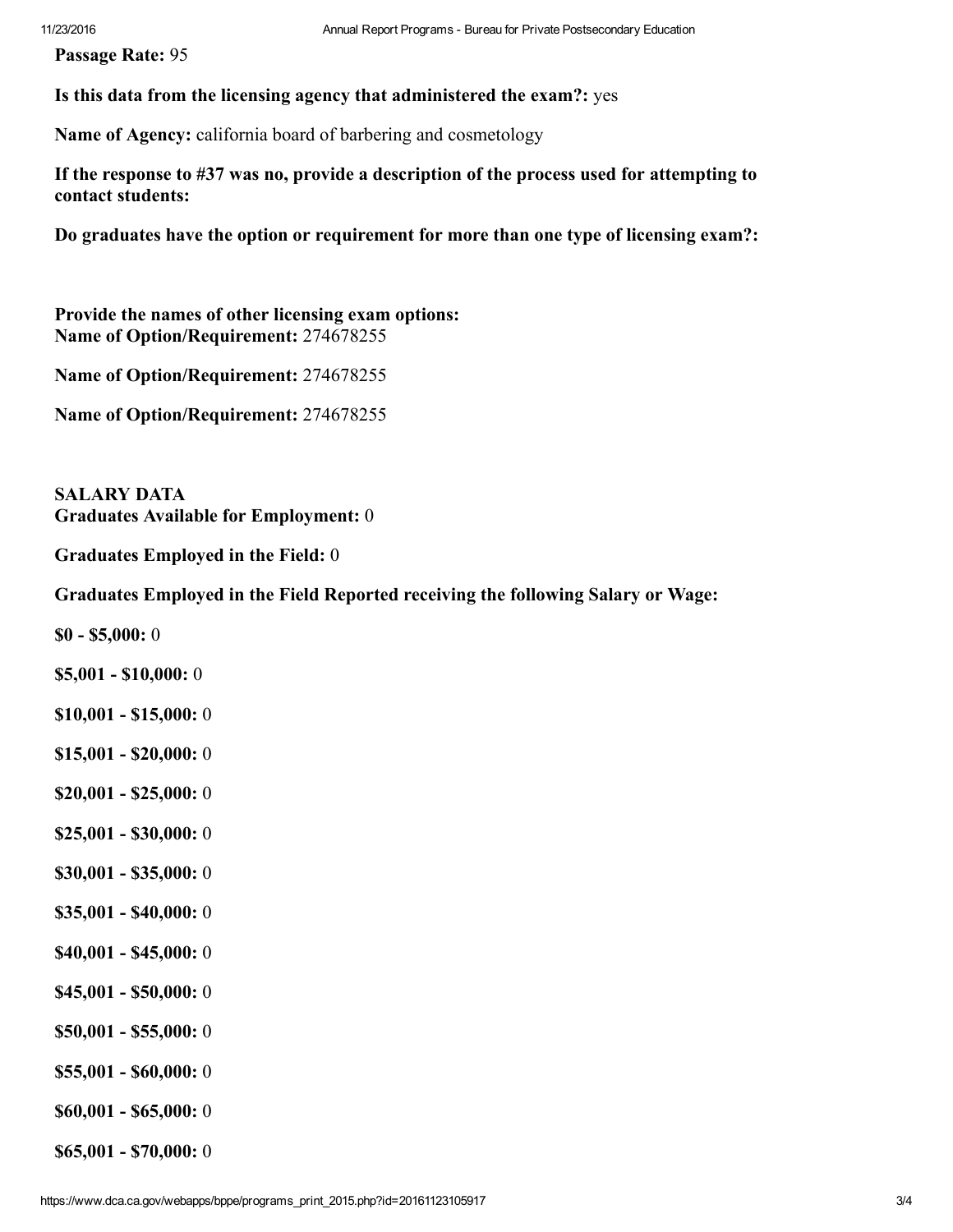**Passage Rate:** 95

**Is this data from the licensing agency that administered the exam?:** yes

**Name of Agency:** california board of barbering and cosmetology

**If the response to #37 was no, provide a description of the process used for attempting to contact students:**

**Do graduates have the option or requirement for more than one type of licensing exam?:**

**Provide the names of other licensing exam options:**
**Name of Option/Requirement:** 274678255

**Name of Option/Requirement:** 274678255

**Name of Option/Requirement:** 274678255

**SALARY DATA**
**Graduates Available for Employment:** 0

**Graduates Employed in the Field:** 0

**Graduates Employed in the Field Reported receiving the following Salary or Wage:**

**$0 - $5,000:** 0

**$5,001 - $10,000:** 0

**$10,001 - $15,000:** 0

**$15,001 - $20,000:** 0

**$20,001 - $25,000:** 0

**$25,001 - $30,000:** 0

**$30,001 - $35,000:** 0

**$35,001 - $40,000:** 0

**$40,001 - $45,000:** 0

**$45,001 - $50,000:** 0

**$50,001 - $55,000:** 0

**$55,001 - $60,000:** 0

**$60,001 - $65,000:** 0

**$65,001 - $70,000:** 0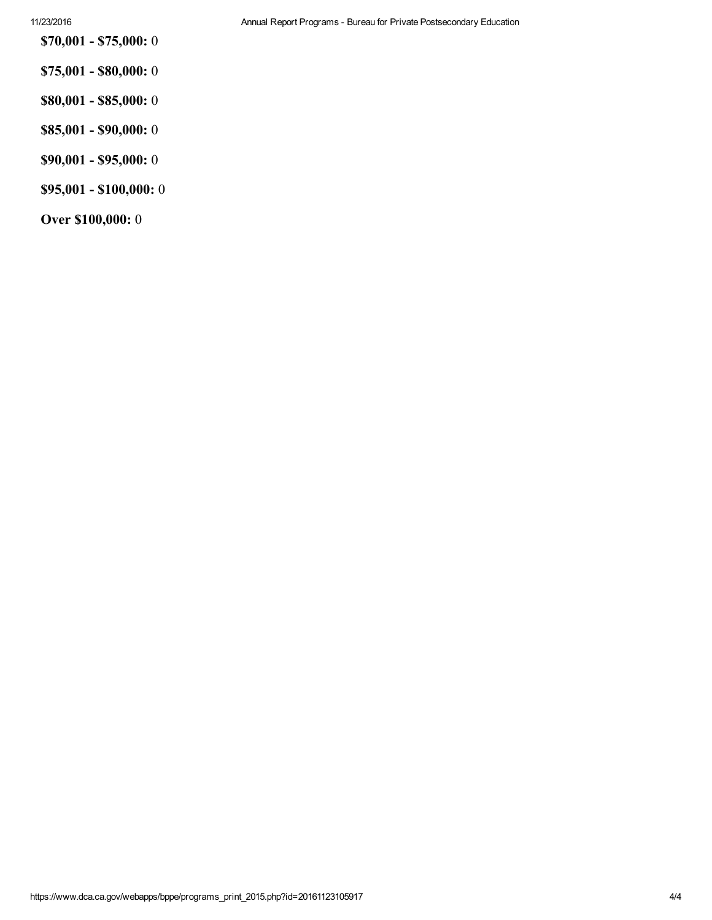**$70,001 - $75,000:** 0

**$75,001 - $80,000:** 0

**$80,001 - $85,000:** 0

**$85,001 - $90,000:** 0

**$90,001 - $95,000:** 0

**$95,001 - $100,000:** 0

**Over $100,000:** 0